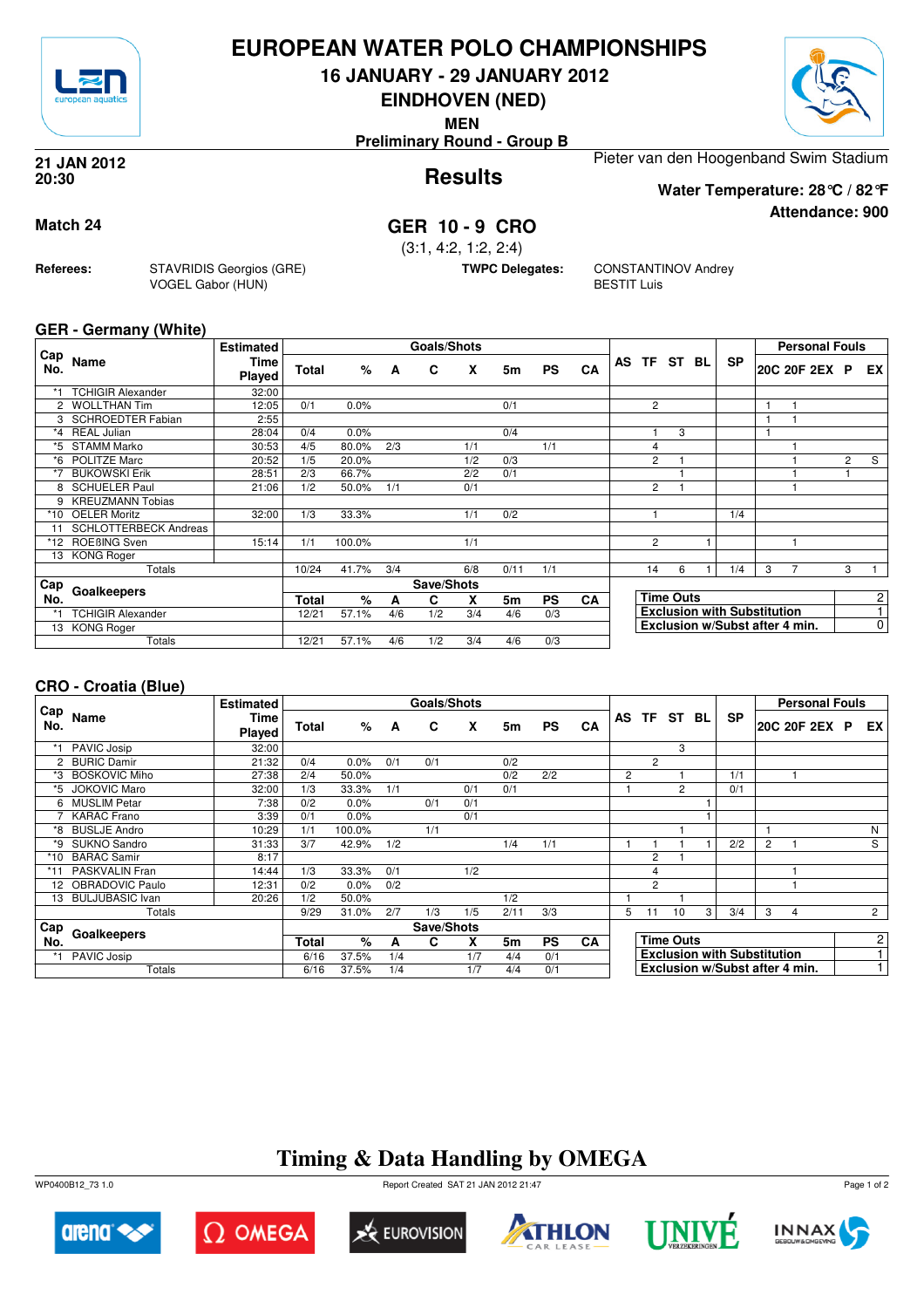# EUROPEAN WATER POLO CHAMPIONSHIPS

## 16 JANUARY - 29 JANUARY 2012

## EINDHOVEN (NED)

**MEN**

**Preliminary Round - Group B**

**21 JAN 2012**
**20:30**

## Results

Pieter van den Hoogenband Swim Stadium

**Water Temperature: 28°C / 82°F**

**Attendance: 900**

**Match 24**

## GER 10 - 9 CRO

(3:1, 4:2, 1:2, 2:4)

**Referees:** STAVRIDIS Georgios (GRE), VOGEL Gabor (HUN)

**TWPC Delegates:** CONSTANTINOV Andrey, BESTIT Luis

### GER - Germany (White)

| Cap No. | Name | Estimated Time Played | Total | % | A | C | X | 5m | PS | CA | AS | TF | ST | BL | SP | 20C | 20F | 2EX | P | EX |
|---|---|---|---|---|---|---|---|---|---|---|---|---|---|---|---|---|---|---|---|---|
| *1 | TCHIGIR Alexander | 32:00 | | | | | | | | | | | | | | | | | | |
| 2 | WOLLTHAN Tim | 12:05 | 0/1 | 0.0% | | | | 0/1 | | | | 2 | | | | 1 | 1 | | | |
| 3 | SCHROEDTER Fabian | 2:55 | | | | | | | | | | | | | | 1 | 1 | | | |
| *4 | REAL Julian | 28:04 | 0/4 | 0.0% | | | | 0/4 | | | | 1 | 3 | | | 1 | | | | |
| *5 | STAMM Marko | 30:53 | 4/5 | 80.0% | 2/3 | | 1/1 | | 1/1 | | | 4 | | | | | 1 | | | |
| *6 | POLITZE Marc | 20:52 | 1/5 | 20.0% | | | 1/2 | 0/3 | | | | 2 | 1 | | | | 1 | | 2 | S |
| *7 | BUKOWSKI Erik | 28:51 | 2/3 | 66.7% | | | 2/2 | 0/1 | | | | | 1 | | | | 1 | | 1 | |
| 8 | SCHUELER Paul | 21:06 | 1/2 | 50.0% | 1/1 | | 0/1 | | | | | 2 | 1 | | | | 1 | | | |
| 9 | KREUZMANN Tobias | | | | | | | | | | | | | | | | | | | |
| *10 | OELER Moritz | 32:00 | 1/3 | 33.3% | | | 1/1 | 0/2 | | | | 1 | | | 1/4 | | | | | |
| 11 | SCHLOTTERBECK Andreas | | | | | | | | | | | | | | | | | | | |
| *12 | ROEßING Sven | 15:14 | 1/1 | 100.0% | | | 1/1 | | | | | 2 | | 1 | | | 1 | | | |
| 13 | KONG Roger | | | | | | | | | | | | | | | | | | | |
| | Totals | | 10/24 | 41.7% | 3/4 | | 6/8 | 0/11 | 1/1 | | | 14 | 6 | 1 | 1/4 | 3 | 7 | | 3 | 1 |

| Cap No. | Goalkeepers | Total | % | A | C | X | 5m | PS | CA |
|---|---|---|---|---|---|---|---|---|---|
| *1 | TCHIGIR Alexander | 12/21 | 57.1% | 4/6 | 1/2 | 3/4 | 4/6 | 0/3 | |
| 13 | KONG Roger | | | | | | | | |
| | Totals | 12/21 | 57.1% | 4/6 | 1/2 | 3/4 | 4/6 | 0/3 | |

| | |
|---|---|
| Time Outs | 2 |
| Exclusion with Substitution | 1 |
| Exclusion w/Subst after 4 min. | 0 |

### CRO - Croatia (Blue)

| Cap No. | Name | Estimated Time Played | Total | % | A | C | X | 5m | PS | CA | AS | TF | ST | BL | SP | 20C | 20F | 2EX | P | EX |
|---|---|---|---|---|---|---|---|---|---|---|---|---|---|---|---|---|---|---|---|---|
| *1 | PAVIC Josip | 32:00 | | | | | | | | | | | 3 | | | | | | | |
| 2 | BURIC Damir | 21:32 | 0/4 | 0.0% | 0/1 | 0/1 | | 0/2 | | | | 2 | | | | | | | | |
| *3 | BOSKOVIC Miho | 27:38 | 2/4 | 50.0% | | | | 0/2 | 2/2 | | 2 | | 1 | | 1/1 | | 1 | | | |
| *5 | JOKOVIC Maro | 32:00 | 1/3 | 33.3% | 1/1 | | 0/1 | 0/1 | | | 1 | | 2 | | 0/1 | | | | | |
| 6 | MUSLIM Petar | 7:38 | 0/2 | 0.0% | | 0/1 | 0/1 | | | | | | | 1 | | | | | | |
| 7 | KARAC Frano | 3:39 | 0/1 | 0.0% | | | 0/1 | | | | | | | 1 | | | | | | |
| *8 | BUSLJE Andro | 10:29 | 1/1 | 100.0% | | 1/1 | | | | | | | 1 | | | 1 | | | | N |
| *9 | SUKNO Sandro | 31:33 | 3/7 | 42.9% | 1/2 | | | 1/4 | 1/1 | | 1 | 1 | 1 | 1 | 2/2 | 2 | 1 | | | S |
| *10 | BARAC Samir | 8:17 | | | | | | | | | | 2 | 1 | | | | | | | |
| *11 | PASKVALIN Fran | 14:44 | 1/3 | 33.3% | 0/1 | | 1/2 | | | | | 4 | | | | | 1 | | | |
| 12 | OBRADOVIC Paulo | 12:31 | 0/2 | 0.0% | 0/2 | | | | | | | 2 | | | | | 1 | | | |
| 13 | BULJUBASIC Ivan | 20:26 | 1/2 | 50.0% | | | | 1/2 | | | 1 | | 1 | | | | | | | |
| | Totals | | 9/29 | 31.0% | 2/7 | 1/3 | 1/5 | 2/11 | 3/3 | | 5 | 11 | 10 | 3 | 3/4 | 3 | 4 | | | 2 |

| Cap No. | Goalkeepers | Total | % | A | C | X | 5m | PS | CA |
|---|---|---|---|---|---|---|---|---|---|
| *1 | PAVIC Josip | 6/16 | 37.5% | 1/4 | | 1/7 | 4/4 | 0/1 | |
| | Totals | 6/16 | 37.5% | 1/4 | | 1/7 | 4/4 | 0/1 | |

| | |
|---|---|
| Time Outs | 2 |
| Exclusion with Substitution | 1 |
| Exclusion w/Subst after 4 min. | 1 |

## Timing & Data Handling by OMEGA

WP0400B12_73 1.0 — Report Created SAT 21 JAN 2012 21:47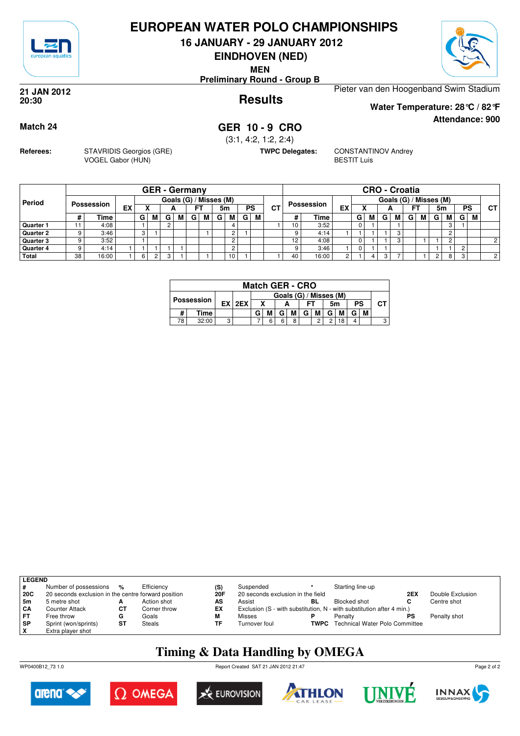# EUROPEAN WATER POLO CHAMPIONSHIPS

## 16 JANUARY - 29 JANUARY 2012

## EINDHOVEN (NED)

**MEN**

**Preliminary Round - Group B**

**21 JAN 2012**
**20:30**

Pieter van den Hoogenband Swim Stadium

## Results

**Water Temperature: 28℃ / 82℉**

**Attendance: 900**

**Match 24**

## GER 10 - 9 CRO

(3:1, 4:2, 1:2, 2:4)

**Referees:** STAVRIDIS Georgios (GRE), VOGEL Gabor (HUN)

**TWPC Delegates:** CONSTANTINOV Andrey, BESTIT Luis

| Period | GER - Germany | | | | | | | | | | | | | | | CRO - Croatia | | | | | | | | | | | | | | |
|---|---|---|---|---|---|---|---|---|---|---|---|---|---|---|---|---|---|---|---|---|---|---|---|---|---|---|---|---|---|---|
| | Possession | | EX | Goals (G) / Misses (M) | | | | | | | | | | CT | Possession | | EX | Goals (G) / Misses (M) | | | | | | | | | | CT |
| | | | | X | | A | | FT | | 5m | | PS | | | | | | X | | A | | FT | | 5m | | PS | | |
| | # | Time | | G | M | G | M | G | M | G | M | G | M | | # | Time | | G | M | G | M | G | M | G | M | G | M | |
| Quarter 1 | 11 | 4:08 | | 1 | | 2 | | | | | 4 | | | 1 | 10 | 3:52 | | 0 | 1 | | 1 | | | | 3 | 1 | | |
| Quarter 2 | 9 | 3:46 | | 3 | 1 | | | | 1 | | 2 | 1 | | | 9 | 4:14 | 1 | 1 | 1 | 1 | 3 | | | | 2 | | | |
| Quarter 3 | 9 | 3:52 | | 1 | | | | | | | 2 | | | | 12 | 4:08 | | 0 | 1 | 1 | 3 | | 1 | 1 | 2 | | | 2 |
| Quarter 4 | 9 | 4:14 | 1 | 1 | 1 | 1 | 1 | | | | 2 | | | | 9 | 3:46 | 1 | 0 | 1 | 1 | | | | 1 | 1 | 2 | | |
| Total | 38 | 16:00 | 1 | 6 | 2 | 3 | 1 | | 1 | | 10 | 1 | | 1 | 40 | 16:00 | 2 | 1 | 4 | 3 | 7 | | 1 | 2 | 8 | 3 | | 2 |

| Match GER - CRO | | | | | | | | | | | | | | |
|---|---|---|---|---|---|---|---|---|---|---|---|---|---|---|
| Possession | | EX | 2EX | Goals (G) / Misses (M) | | | | | | | | | | CT |
| | | | | X | | A | | FT | | 5m | | PS | | |
| # | Time | | | G | M | G | M | G | M | G | M | G | M | |
| 78 | 32:00 | 3 | | 7 | 6 | 6 | 8 | | 2 | 2 | 18 | 4 | | 3 |

| LEGEND | | | | | | | | |
|---|---|---|---|---|---|---|---|---|
| # | Number of possessions | % | Efficiency | (S) | Suspended | * | Starting line-up | |
| 20C | 20 seconds exclusion in the centre forward position | | | 20F | 20 seconds exclusion in the field | 2EX | Double Exclusion | |
| 5m | 5 metre shot | A | Action shot | AS | Assist | BL | Blocked shot | C Centre shot |
| CA | Counter Attack | CT | Corner throw | EX | Exclusion (S - with substitution, N - with substitution after 4 min.) | | | |
| FT | Free throw | G | Goals | M | Misses | P | Penalty | PS Penalty shot |
| SP | Sprint (won/sprints) | ST | Steals | TF | Turnover foul | TWPC | Technical Water Polo Committee | |
| X | Extra player shot | | | | | | | |

## Timing & Data Handling by OMEGA

WP0400B12_73 1.0 Report Created SAT 21 JAN 2012 21:47